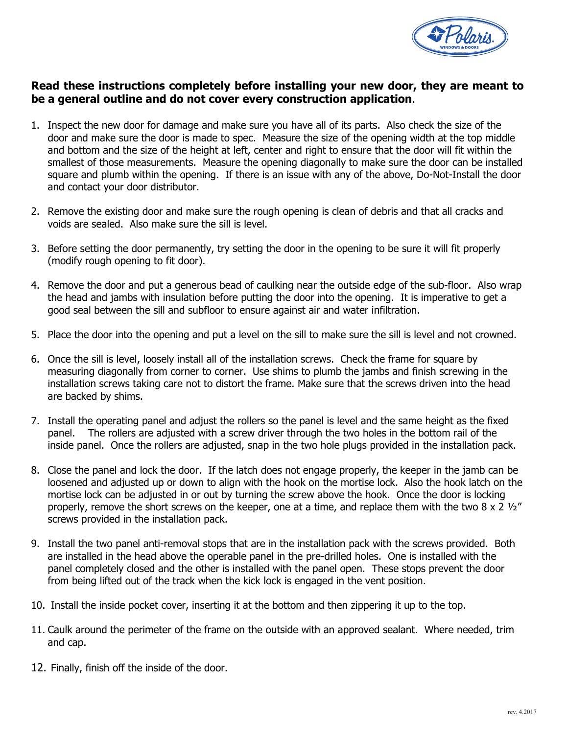**Read these instructions completely before installing your new door, they are meant to be a general outline and do not cover every construction application**.

1. Inspect the new door for damage and make sure you have all of its parts. Also check the size of the door and make sure the door is made to spec. Measure the size of the opening width at the top middle and bottom and the size of the height at left, center and right to ensure that the door will fit within the smallest of those measurements. Measure the opening diagonally to make sure the door can be installed square and plumb within the opening. If there is an issue with any of the above, Do-Not-Install the door and contact your door distributor.

2. Remove the existing door and make sure the rough opening is clean of debris and that all cracks and voids are sealed. Also make sure the sill is level.

3. Before setting the door permanently, try setting the door in the opening to be sure it will fit properly (modify rough opening to fit door).

4. Remove the door and put a generous bead of caulking near the outside edge of the sub-floor. Also wrap the head and jambs with insulation before putting the door into the opening. It is imperative to get a good seal between the sill and subfloor to ensure against air and water infiltration.

5. Place the door into the opening and put a level on the sill to make sure the sill is level and not crowned.

6. Once the sill is level, loosely install all of the installation screws. Check the frame for square by measuring diagonally from corner to corner. Use shims to plumb the jambs and finish screwing in the installation screws taking care not to distort the frame. Make sure that the screws driven into the head are backed by shims.

7. Install the operating panel and adjust the rollers so the panel is level and the same height as the fixed panel. The rollers are adjusted with a screw driver through the two holes in the bottom rail of the inside panel. Once the rollers are adjusted, snap in the two hole plugs provided in the installation pack.

8. Close the panel and lock the door. If the latch does not engage properly, the keeper in the jamb can be loosened and adjusted up or down to align with the hook on the mortise lock. Also the hook latch on the mortise lock can be adjusted in or out by turning the screw above the hook. Once the door is locking properly, remove the short screws on the keeper, one at a time, and replace them with the two 8 x 2 ½" screws provided in the installation pack.

9. Install the two panel anti-removal stops that are in the installation pack with the screws provided. Both are installed in the head above the operable panel in the pre-drilled holes. One is installed with the panel completely closed and the other is installed with the panel open. These stops prevent the door from being lifted out of the track when the kick lock is engaged in the vent position.

10. Install the inside pocket cover, inserting it at the bottom and then zippering it up to the top.

11. Caulk around the perimeter of the frame on the outside with an approved sealant. Where needed, trim and cap.

12. Finally, finish off the inside of the door.

rev. 4.2017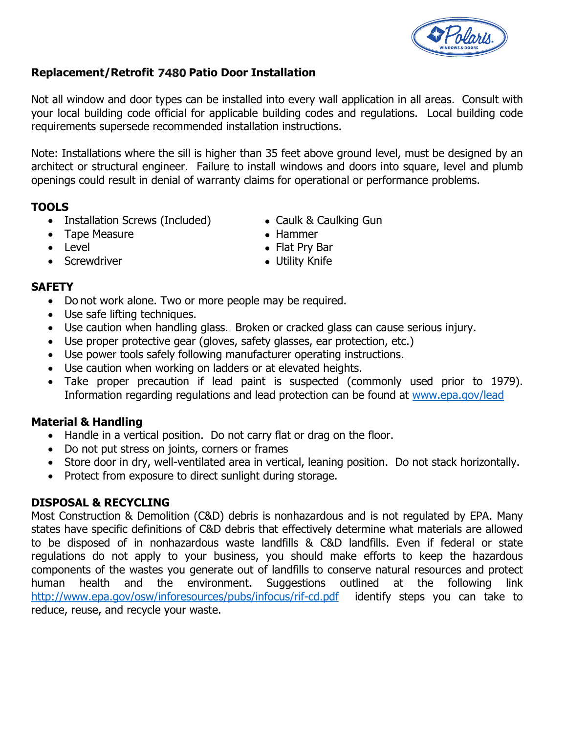## Replacement/Retrofit 7480 Patio Door Installation

Not all window and door types can be installed into every wall application in all areas. Consult with your local building code official for applicable building codes and regulations. Local building code requirements supersede recommended installation instructions.

Note: Installations where the sill is higher than 35 feet above ground level, must be designed by an architect or structural engineer. Failure to install windows and doors into square, level and plumb openings could result in denial of warranty claims for operational or performance problems.

### TOOLS

- Installation Screws (Included)
- Tape Measure
- Level
- Screwdriver
- Caulk & Caulking Gun
- Hammer
- Flat Pry Bar
- Utility Knife

### SAFETY

- Do not work alone. Two or more people may be required.
- Use safe lifting techniques.
- Use caution when handling glass. Broken or cracked glass can cause serious injury.
- Use proper protective gear (gloves, safety glasses, ear protection, etc.)
- Use power tools safely following manufacturer operating instructions.
- Use caution when working on ladders or at elevated heights.
- Take proper precaution if lead paint is suspected (commonly used prior to 1979). Information regarding regulations and lead protection can be found at www.epa.gov/lead

### Material & Handling

- Handle in a vertical position. Do not carry flat or drag on the floor.
- Do not put stress on joints, corners or frames
- Store door in dry, well-ventilated area in vertical, leaning position. Do not stack horizontally.
- Protect from exposure to direct sunlight during storage.

### DISPOSAL & RECYCLING

Most Construction & Demolition (C&D) debris is nonhazardous and is not regulated by EPA. Many states have specific definitions of C&D debris that effectively determine what materials are allowed to be disposed of in nonhazardous waste landfills & C&D landfills. Even if federal or state regulations do not apply to your business, you should make efforts to keep the hazardous components of the wastes you generate out of landfills to conserve natural resources and protect human health and the environment. Suggestions outlined at the following link http://www.epa.gov/osw/inforesources/pubs/infocus/rif-cd.pdf identify steps you can take to reduce, reuse, and recycle your waste.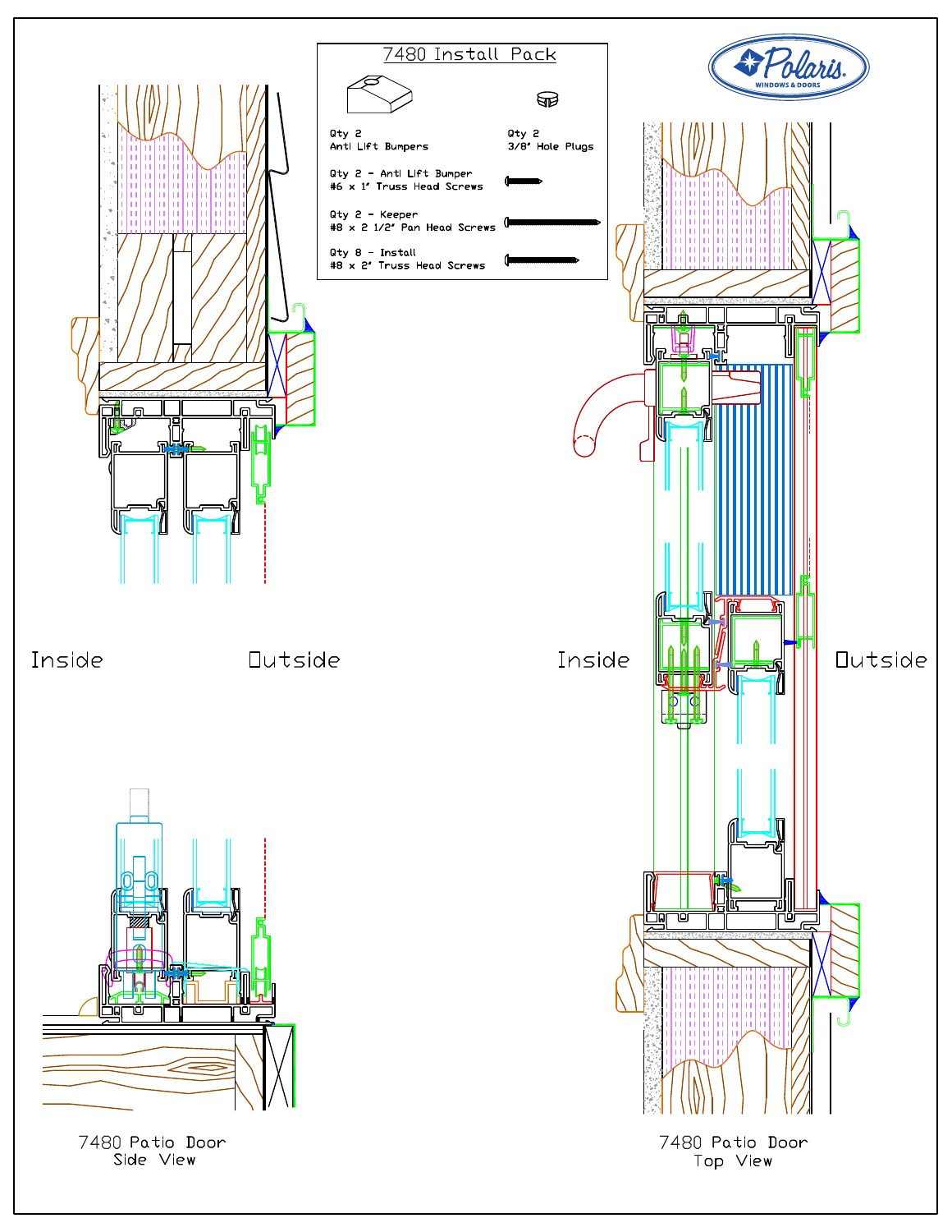## 7480 Install Pack

Qty 2
Anti Lift Bumpers

Qty 2
3/8" Hole Plugs

Qty 2 - Anti Lift Bumper
#6 x 1" Truss Head Screws

Qty 2 - Keeper
#8 x 2 1/2" Pan Head Screws

Qty 8 - Install
#8 x 2" Truss Head Screws

Polaris
WINDOWS & DOORS

Inside

Outside

Inside

Outside

7480 Patio Door
Side View

7480 Patio Door
Top View